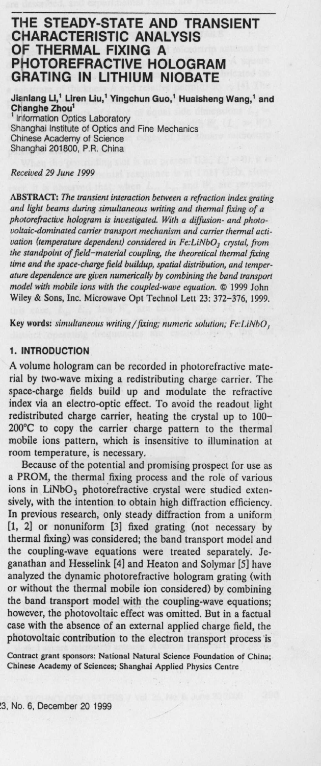# THE STEADY-STATE AND TRANSIENT CHARACTERISTIC ANALYSIS OF THERMAL FIXING A PHOTOREFRACTIVE HOLOGRAM GRATING IN LITHIUM NIOBATE

**Jianlang Li,[1] Liren Liu,[1] Yingchun Guo,[1] Huaisheng Wang,[1] and Changhe Zhou[1]**

[1] Information Optics Laboratory
Shanghai Institute of Optics and Fine Mechanics
Chinese Academy of Science
Shanghai 201800, P.R. China

*Received 29 June 1999*

**ABSTRACT:** *The transient interaction between a refraction index grating and light beams during simultaneous writing and thermal fixing of a photorefractive hologram is investigated. With a diffusion- and photovoltaic-dominated carrier transport mechanism and carrier thermal activation (temperature dependent) considered in Fe:LiNbO$_3$ crystal, from the standpoint of field–material coupling, the theoretical thermal fixing time and the space-charge field buildup, spatial distribution, and temperature dependence are given numerically by combining the band transport model with mobile ions with the coupled-wave equation.* © 1999 John Wiley & Sons, Inc. Microwave Opt Technol Lett 23: 372–376, 1999.

**Key words:** *simultaneous writing/fixing; numeric solution; Fe:LiNbO$_3$*

## 1. INTRODUCTION

A volume hologram can be recorded in photorefractive material by two-wave mixing a redistributing charge carrier. The space-charge fields build up and modulate the refractive index via an electro-optic effect. To avoid the readout light redistributed charge carrier, heating the crystal up to 100–200°C to copy the carrier charge pattern to the thermal mobile ions pattern, which is insensitive to illumination at room temperature, is necessary.

Because of the potential and promising prospect for use as a PROM, the thermal fixing process and the role of various ions in LiNbO$_3$ photorefractive crystal were studied extensively, with the intention to obtain high diffraction efficiency. In previous research, only steady diffraction from a uniform [1, 2] or nonuniform [3] fixed grating (not necessary by thermal fixing) was considered; the band transport model and the coupling-wave equations were treated separately. Jeganathan and Hesselink [4] and Heaton and Solymar [5] have analyzed the dynamic photorefractive hologram grating (with or without the thermal mobile ion considered) by combining the band transport model with the coupling-wave equations; however, the photovoltaic effect was omitted. But in a factual case with the absence of an external applied charge field, the photovoltaic contribution to the electron transport process is

Contract grant sponsors: National Natural Science Foundation of China; Chinese Academy of Sciences; Shanghai Applied Physics Centre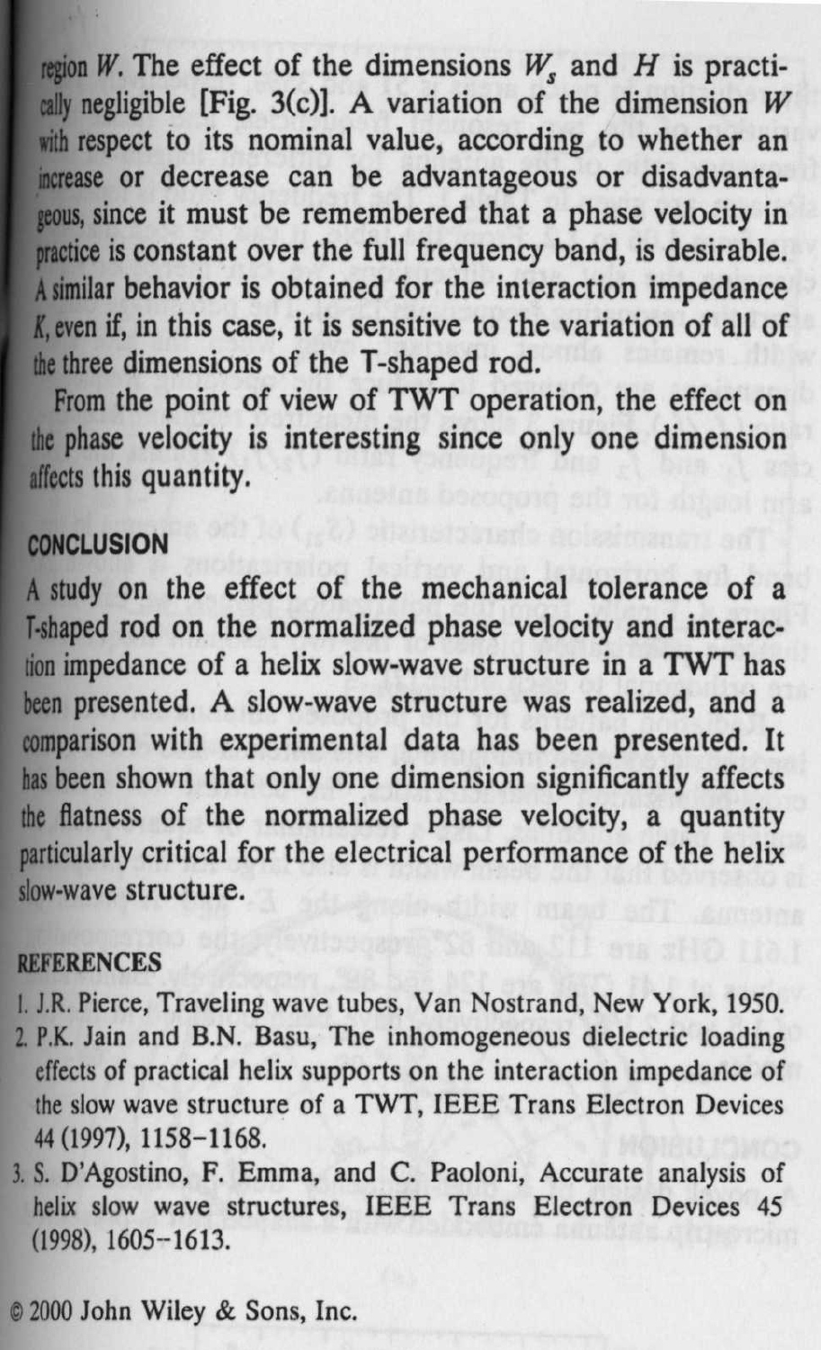region $W$. The effect of the dimensions $W_s$ and $H$ is practically negligible [Fig. 3(c)]. A variation of the dimension $W$ with respect to its nominal value, according to whether an increase or decrease can be advantageous or disadvantageous, since it must be remembered that a phase velocity in practice is constant over the full frequency band, is desirable. A similar behavior is obtained for the interaction impedance $K$, even if, in this case, it is sensitive to the variation of all of the three dimensions of the T-shaped rod.

From the point of view of TWT operation, the effect on the phase velocity is interesting since only one dimension affects this quantity.

## CONCLUSION

A study on the effect of the mechanical tolerance of a T-shaped rod on the normalized phase velocity and interaction impedance of a helix slow-wave structure in a TWT has been presented. A slow-wave structure was realized, and a comparison with experimental data has been presented. It has been shown that only one dimension significantly affects the flatness of the normalized phase velocity, a quantity particularly critical for the electrical performance of the helix slow-wave structure.

## REFERENCES

1. J.R. Pierce, Traveling wave tubes, Van Nostrand, New York, 1950.
2. P.K. Jain and B.N. Basu, The inhomogeneous dielectric loading effects of practical helix supports on the interaction impedance of the slow wave structure of a TWT, IEEE Trans Electron Devices 44 (1997), 1158–1168.
3. S. D'Agostino, F. Emma, and C. Paoloni, Accurate analysis of helix slow wave structures, IEEE Trans Electron Devices 45 (1998), 1605–1613.

© 2000 John Wiley & Sons, Inc.